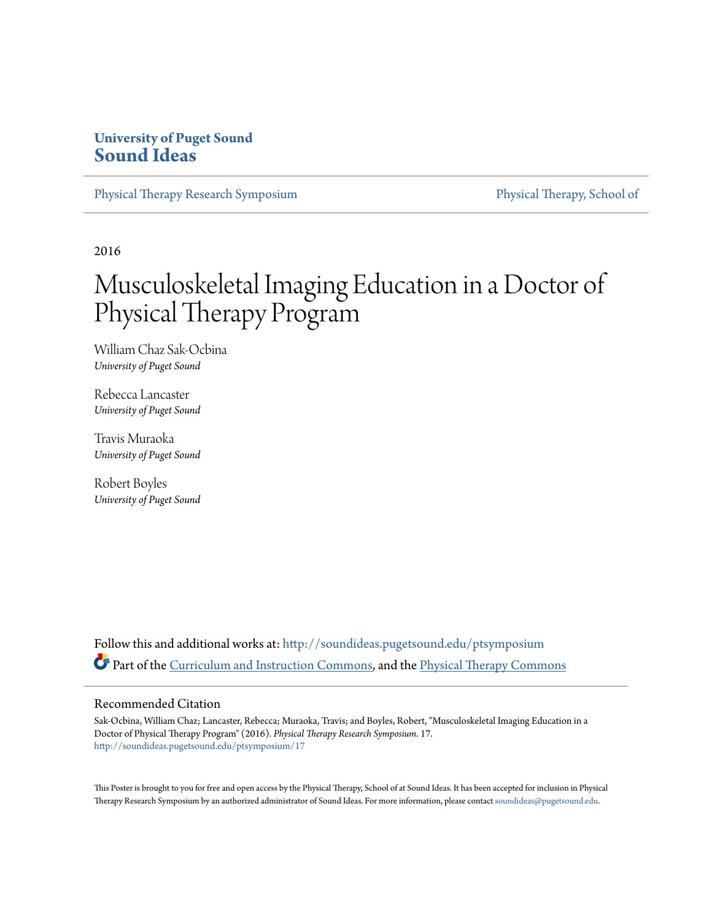**University of Puget Sound**
**Sound Ideas**

Physical Therapy Research Symposium | Physical Therapy, School of

2016

# Musculoskeletal Imaging Education in a Doctor of Physical Therapy Program

William Chaz Sak-Ocbina
*University of Puget Sound*

Rebecca Lancaster
*University of Puget Sound*

Travis Muraoka
*University of Puget Sound*

Robert Boyles
*University of Puget Sound*

Follow this and additional works at: http://soundideas.pugetsound.edu/ptsymposium

Part of the Curriculum and Instruction Commons, and the Physical Therapy Commons

## Recommended Citation

Sak-Ocbina, William Chaz; Lancaster, Rebecca; Muraoka, Travis; and Boyles, Robert, "Musculoskeletal Imaging Education in a Doctor of Physical Therapy Program" (2016). *Physical Therapy Research Symposium*. 17.
http://soundideas.pugetsound.edu/ptsymposium/17

This Poster is brought to you for free and open access by the Physical Therapy, School of at Sound Ideas. It has been accepted for inclusion in Physical Therapy Research Symposium by an authorized administrator of Sound Ideas. For more information, please contact soundideas@pugetsound.edu.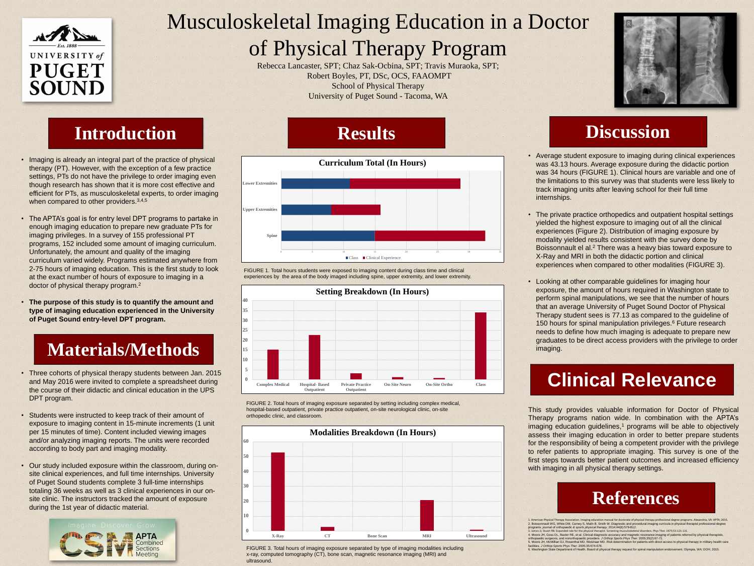# Musculoskeletal Imaging Education in a Doctor of Physical Therapy Program

Rebecca Lancaster, SPT; Chaz Sak-Ocbina, SPT; Travis Muraoka, SPT;
Robert Boyles, PT, DSc, OCS, FAAOMPT
School of Physical Therapy
University of Puget Sound - Tacoma, WA

## Introduction

- Imaging is already an integral part of the practice of physical therapy (PT). However, with the exception of a few practice settings, PTs do not have the privilege to order imaging even though research has shown that it is more cost effective and efficient for PTs, as musculoskeletal experts, to order imaging when compared to other providers.[3,4,5]
- The APTA's goal is for entry level DPT programs to partake in enough imaging education to prepare new graduate PTs for imaging privileges. In a survey of 155 professional PT programs, 152 included some amount of imaging curriculum. Unfortunately, the amount and quality of the imaging curriculum varied widely. Programs estimated anywhere from 2-75 hours of imaging education. This is the first study to look at the exact number of hours of exposure to imaging in a doctor of physical therapy program.[2]
- **The purpose of this study is to quantify the amount and type of imaging education experienced in the University of Puget Sound entry-level DPT program.**

## Materials/Methods

- Three cohorts of physical therapy students between Jan. 2015 and May 2016 were invited to complete a spreadsheet during the course of their didactic and clinical education in the UPS DPT program.
- Students were instructed to keep track of their amount of exposure to imaging content in 15-minute increments (1 unit per 15 minutes of time). Content included viewing images and/or analyzing imaging reports. The units were recorded according to body part and imaging modality.
- Our study included exposure within the classroom, during on-site clinical experiences, and full time internships. University of Puget Sound students complete 3 full-time internships totaling 36 weeks as well as 3 clinical experiences in our on-site clinic. The instructors tracked the amount of exposure during the 1st year of didactic material.

## Results

Curriculum Total (In Hours)

Lower Extremities
Upper Extremities
Spine
0 5 10 15 20 25 30 35
Class ■ Clinical Experience

FIGURE 1. Total hours students were exposed to imaging content during class time and clinical experiences by the area of the body imaged including spine, upper extremity, and lower extremity.

Setting Breakdown (In Hours)

0 5 10 15 20 25 30 35 40
Complex Medical
Hospital- Based Outpatient
Private Practice Outpatient
On-Site Neuro
On-Site Ortho
Class

FIGURE 2. Total hours of imaging exposure separated by setting including complex medical, hospital-based outpatient, private practice outpatient, on-site neurological clinic, on-site orthopedic clinic, and classroom.

Modalities Breakdown (In Hours)

0 10 20 30 40 50 60
X-Ray
CT
Bone Scan
MRI
Ultrasound

FIGURE 3. Total hours of imaging exposure separated by type of imaging modalities including x-ray, computed tomography (CT), bone scan, magnetic resonance imaging (MRI) and ultrasound.

## Discussion

- Average student exposure to imaging during clinical experiences was 43.13 hours. Average exposure during the didactic portion was 34 hours (FIGURE 1). Clinical hours are variable and one of the limitations to this survey was that students were less likely to track imaging units after leaving school for their full time internships.
- The private practice orthopedics and outpatient hospital settings yielded the highest exposure to imaging out of all the clinical experiences (Figure 2). Distribution of imaging exposure by modality yielded results consistent with the survey done by Boissonnault el al.[2] There was a heavy bias toward exposure to X-Ray and MRI in both the didactic portion and clinical experiences when compared to other modalities (FIGURE 3).
- Looking at other comparable guidelines for imaging hour exposure, the amount of hours required in Washington state to perform spinal manipulations, we see that the number of hours that an average University of Puget Sound Doctor of Physical Therapy student sees is 77.13 as compared to the guideline of 150 hours for spinal manipulation privileges.[6] Future research needs to define how much imaging is adequate to prepare new graduates to be direct access providers with the privilege to order imaging.

## Clinical Relevance

This study provides valuable information for Doctor of Physical Therapy programs nation wide. In combination with the APTA's imaging education guidelines,[1] programs will be able to objectively assess their imaging education in order to better prepare students for the responsibility of being a competent provider with the privilege to refer patients to appropriate imaging. This survey is one of the first steps towards better patient outcomes and increased efficiency with imaging in all physical therapy settings.

## References

1. American Physical Therapy Association. Imaging education manual for doctorate of physical therapy professional degree programs. Alexandria, VA: APTA; 2015.
2. Boissonnault WG, White DM, Carney S, Malin B, Smith W. Diagnostic and procedural imaging curricula in physical therapist professional degree programs. *Journal of orthopaedic & sports physical therapy*. 2014;44(8):579-B12.
3. James JJ, Stuart RB. Expanded role for the physical therapist. Screening musculoskeletal disorders. Phys Ther. 1975;55:121-131.
4. Moore JH, Goss DL, Baxter RE, et al. Clinical diagnostic accuracy and magnetic resonance imaging of patients referred by physical therapists, orthopaedic surgeons, and nonorthopaedic providers. *J Orthop Sports Phys Ther*. 2005;35(2):67-71.
5. Moore JH, McMillian DJ, Rosenthal MD, Weishaar MD. Risk determination for patients with direct access to physical therapy in military health care facilities. *J Orthop Sports Phys Ther*. 2005;35:674-678.
6. Washington State Department of Health. Board of physical therapy request for spinal manipulation endorsement. Olympia, WA: DOH; 2015.